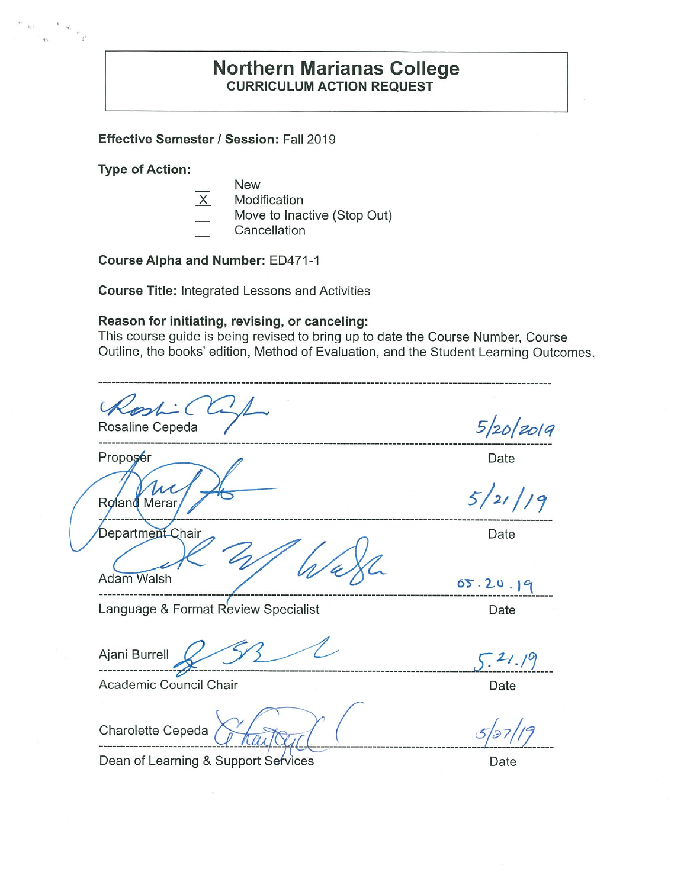# Northern Marianas College

## CURRICULUM ACTION REQUEST

**Effective Semester / Session:** Fall 2019

**Type of Action:**

- __ New
- X Modification
- __ Move to Inactive (Stop Out)
- __ Cancellation

**Course Alpha and Number:** ED471-1

**Course Title:** Integrated Lessons and Activities

**Reason for initiating, revising, or canceling:**
This course guide is being revised to bring up to date the Course Number, Course Outline, the books' edition, Method of Evaluation, and the Student Learning Outcomes.

---

Rosaline Cepeda — 5/20/2019

Proposer — Date

Roland Merar — 5/21/19

Department Chair — Date

Adam Walsh — 05.20.19

Language & Format Review Specialist — Date

Ajani Burrell — 5.21.19

Academic Council Chair — Date

Charolette Cepeda — 5/27/19

Dean of Learning & Support Services — Date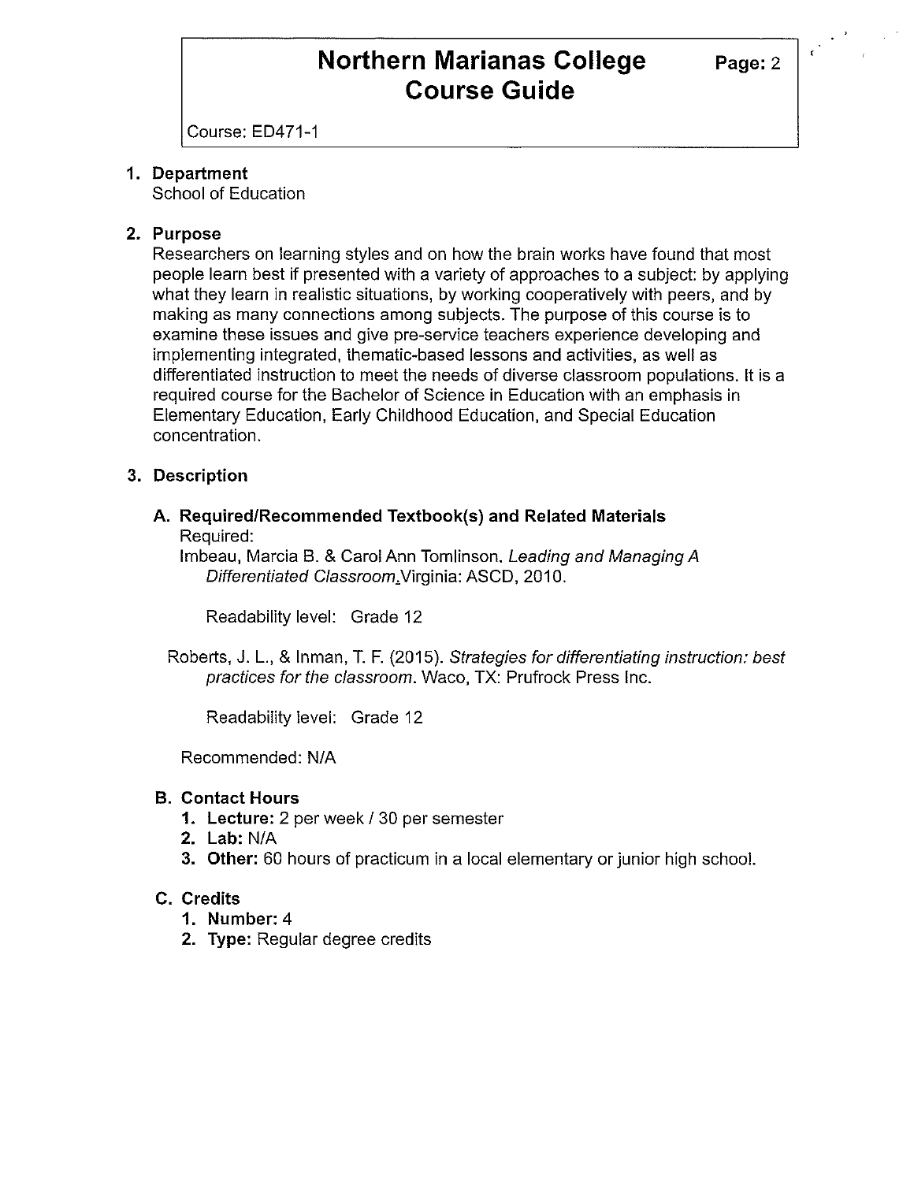# Northern Marianas College Course Guide

Course: ED471-1

1. **Department**
   School of Education

2. **Purpose**
   Researchers on learning styles and on how the brain works have found that most people learn best if presented with a variety of approaches to a subject: by applying what they learn in realistic situations, by working cooperatively with peers, and by making as many connections among subjects. The purpose of this course is to examine these issues and give pre-service teachers experience developing and implementing integrated, thematic-based lessons and activities, as well as differentiated instruction to meet the needs of diverse classroom populations. It is a required course for the Bachelor of Science in Education with an emphasis in Elementary Education, Early Childhood Education, and Special Education concentration.

3. **Description**

   **A. Required/Recommended Textbook(s) and Related Materials**
   Required:
   Imbeau, Marcia B. & Carol Ann Tomlinson. *Leading and Managing A Differentiated Classroom*.Virginia: ASCD, 2010.

   Readability level: Grade 12

   Roberts, J. L., & Inman, T. F. (2015). *Strategies for differentiating instruction: best practices for the classroom*. Waco, TX: Prufrock Press Inc.

   Readability level: Grade 12

   Recommended: N/A

   **B. Contact Hours**
   1. **Lecture:** 2 per week / 30 per semester
   2. **Lab:** N/A
   3. **Other:** 60 hours of practicum in a local elementary or junior high school.

   **C. Credits**
   1. **Number:** 4
   2. **Type:** Regular degree credits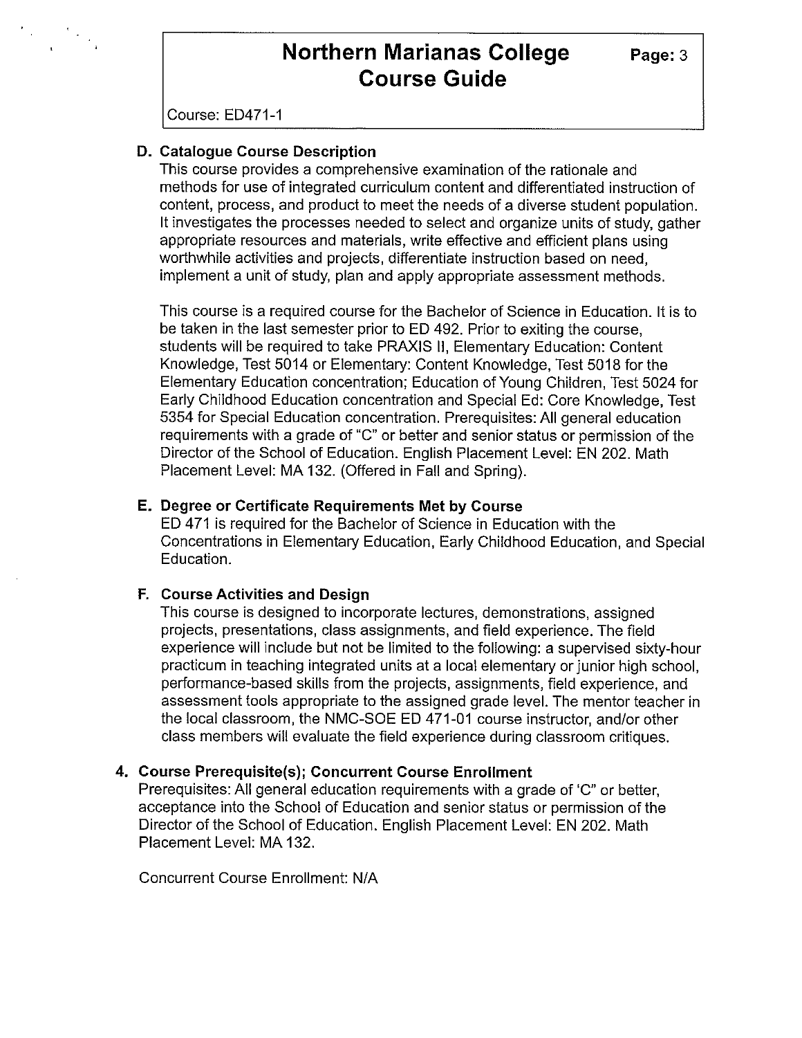### D. Catalogue Course Description

This course provides a comprehensive examination of the rationale and methods for use of integrated curriculum content and differentiated instruction of content, process, and product to meet the needs of a diverse student population. It investigates the processes needed to select and organize units of study, gather appropriate resources and materials, write effective and efficient plans using worthwhile activities and projects, differentiate instruction based on need, implement a unit of study, plan and apply appropriate assessment methods.

This course is a required course for the Bachelor of Science in Education. It is to be taken in the last semester prior to ED 492. Prior to exiting the course, students will be required to take PRAXIS II, Elementary Education: Content Knowledge, Test 5014 or Elementary: Content Knowledge, Test 5018 for the Elementary Education concentration; Education of Young Children, Test 5024 for Early Childhood Education concentration and Special Ed: Core Knowledge, Test 5354 for Special Education concentration. Prerequisites: All general education requirements with a grade of "C" or better and senior status or permission of the Director of the School of Education. English Placement Level: EN 202. Math Placement Level: MA 132. (Offered in Fall and Spring).

### E. Degree or Certificate Requirements Met by Course

ED 471 is required for the Bachelor of Science in Education with the Concentrations in Elementary Education, Early Childhood Education, and Special Education.

### F. Course Activities and Design

This course is designed to incorporate lectures, demonstrations, assigned projects, presentations, class assignments, and field experience. The field experience will include but not be limited to the following: a supervised sixty-hour practicum in teaching integrated units at a local elementary or junior high school, performance-based skills from the projects, assignments, field experience, and assessment tools appropriate to the assigned grade level. The mentor teacher in the local classroom, the NMC-SOE ED 471-01 course instructor, and/or other class members will evaluate the field experience during classroom critiques.

## 4. Course Prerequisite(s); Concurrent Course Enrollment

Prerequisites: All general education requirements with a grade of 'C" or better, acceptance into the School of Education and senior status or permission of the Director of the School of Education. English Placement Level: EN 202. Math Placement Level: MA 132.

Concurrent Course Enrollment: N/A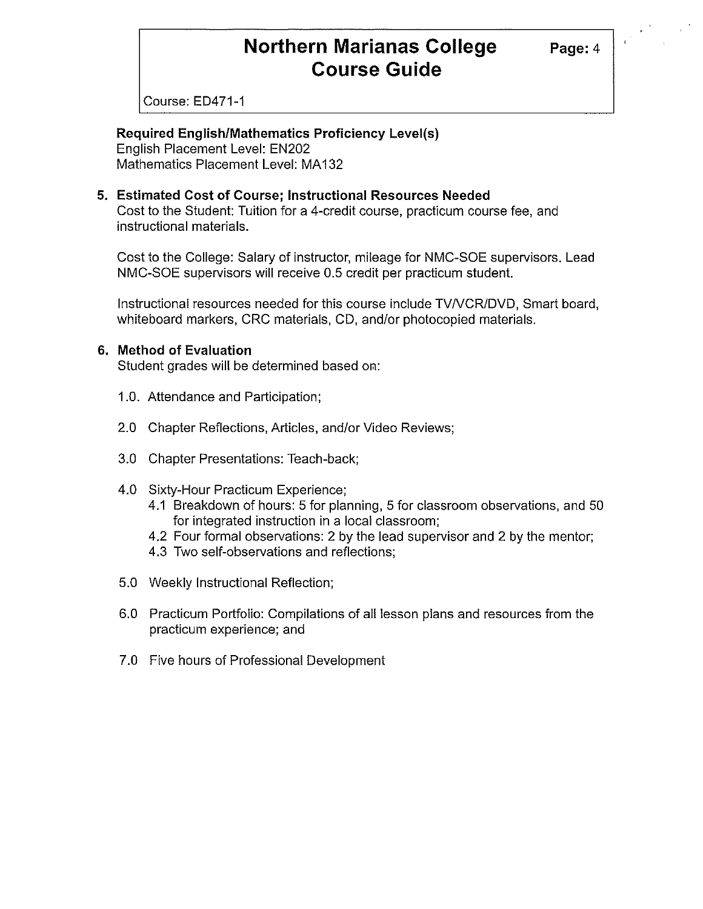**Required English/Mathematics Proficiency Level(s)**
English Placement Level: EN202
Mathematics Placement Level: MA132

## 5. Estimated Cost of Course; Instructional Resources Needed

Cost to the Student: Tuition for a 4-credit course, practicum course fee, and instructional materials.

Cost to the College: Salary of instructor, mileage for NMC-SOE supervisors. Lead NMC-SOE supervisors will receive 0.5 credit per practicum student.

Instructional resources needed for this course include TV/VCR/DVD, Smart board, whiteboard markers, CRC materials, CD, and/or photocopied materials.

## 6. Method of Evaluation

Student grades will be determined based on:

1.0. Attendance and Participation;

2.0 Chapter Reflections, Articles, and/or Video Reviews;

3.0 Chapter Presentations: Teach-back;

4.0 Sixty-Hour Practicum Experience;
- 4.1 Breakdown of hours: 5 for planning, 5 for classroom observations, and 50 for integrated instruction in a local classroom;
- 4.2 Four formal observations: 2 by the lead supervisor and 2 by the mentor;
- 4.3 Two self-observations and reflections;

5.0 Weekly Instructional Reflection;

6.0 Practicum Portfolio: Compilations of all lesson plans and resources from the practicum experience; and

7.0 Five hours of Professional Development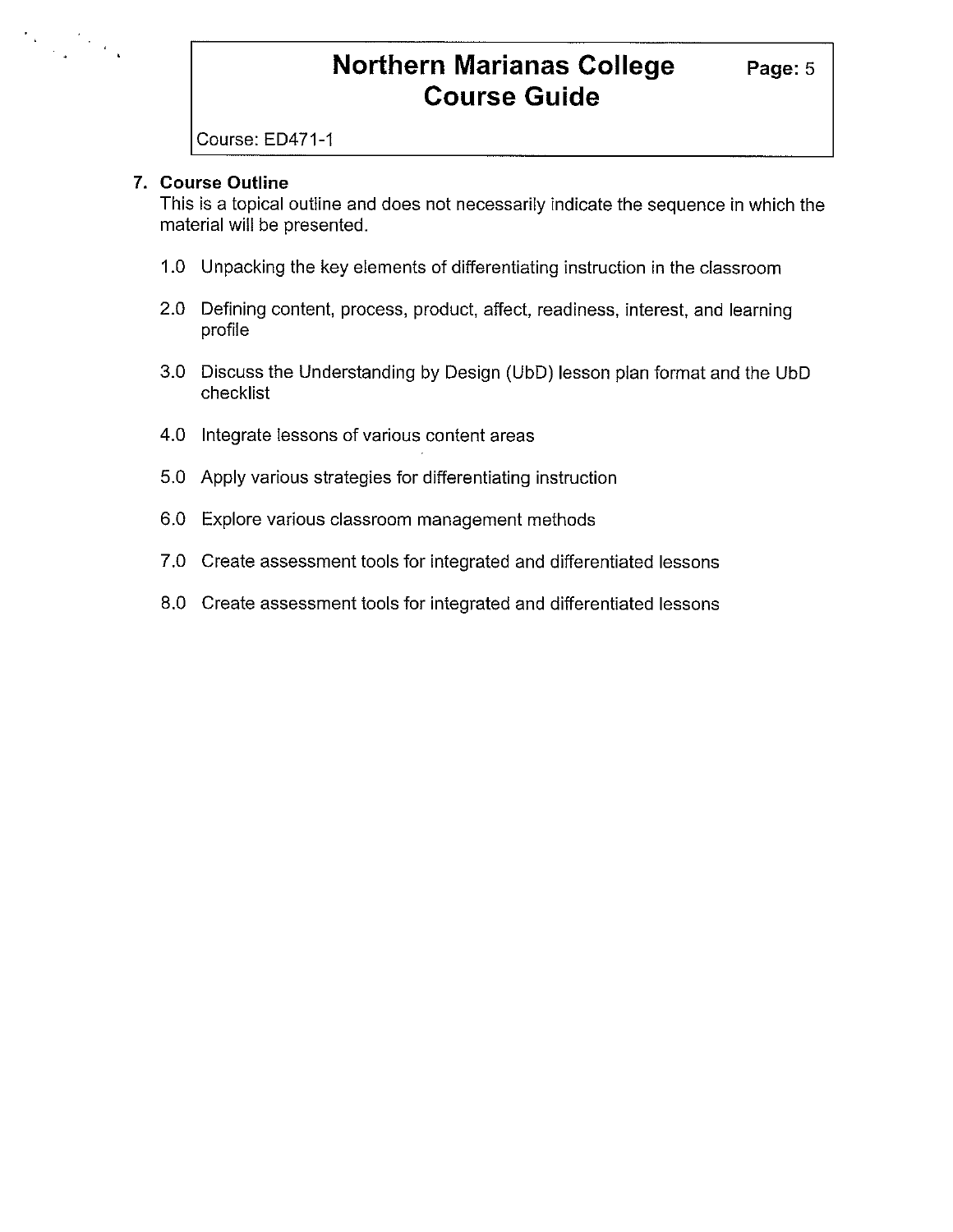## 7. Course Outline

This is a topical outline and does not necessarily indicate the sequence in which the material will be presented.

1.0 Unpacking the key elements of differentiating instruction in the classroom

2.0 Defining content, process, product, affect, readiness, interest, and learning profile

3.0 Discuss the Understanding by Design (UbD) lesson plan format and the UbD checklist

4.0 Integrate lessons of various content areas

5.0 Apply various strategies for differentiating instruction

6.0 Explore various classroom management methods

7.0 Create assessment tools for integrated and differentiated lessons

8.0 Create assessment tools for integrated and differentiated lessons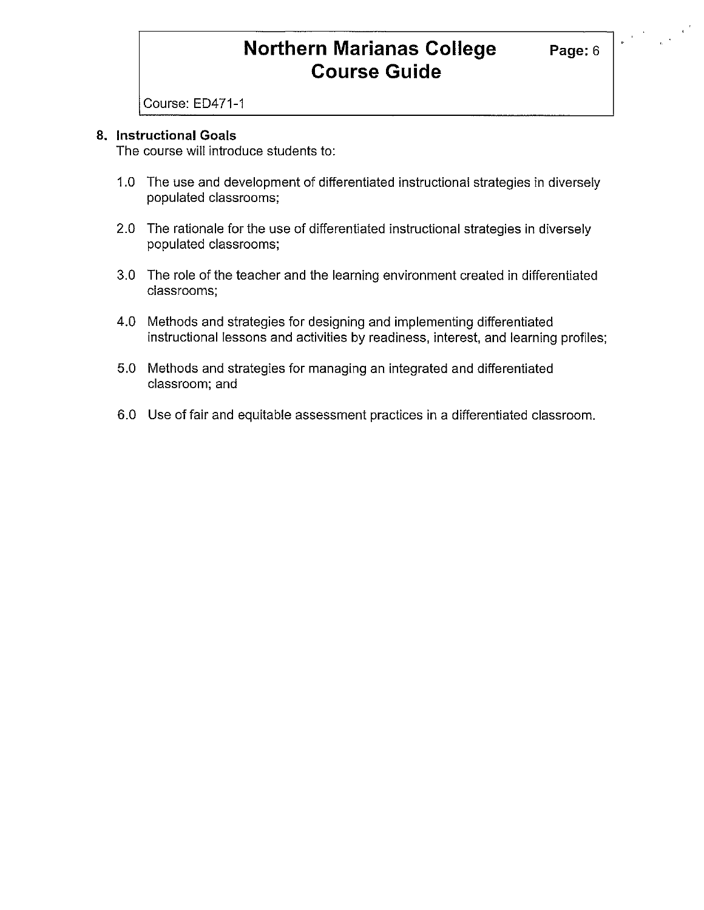Course: ED471-1

## 8. Instructional Goals

The course will introduce students to:

1.0 The use and development of differentiated instructional strategies in diversely populated classrooms;

2.0 The rationale for the use of differentiated instructional strategies in diversely populated classrooms;

3.0 The role of the teacher and the learning environment created in differentiated classrooms;

4.0 Methods and strategies for designing and implementing differentiated instructional lessons and activities by readiness, interest, and learning profiles;

5.0 Methods and strategies for managing an integrated and differentiated classroom; and

6.0 Use of fair and equitable assessment practices in a differentiated classroom.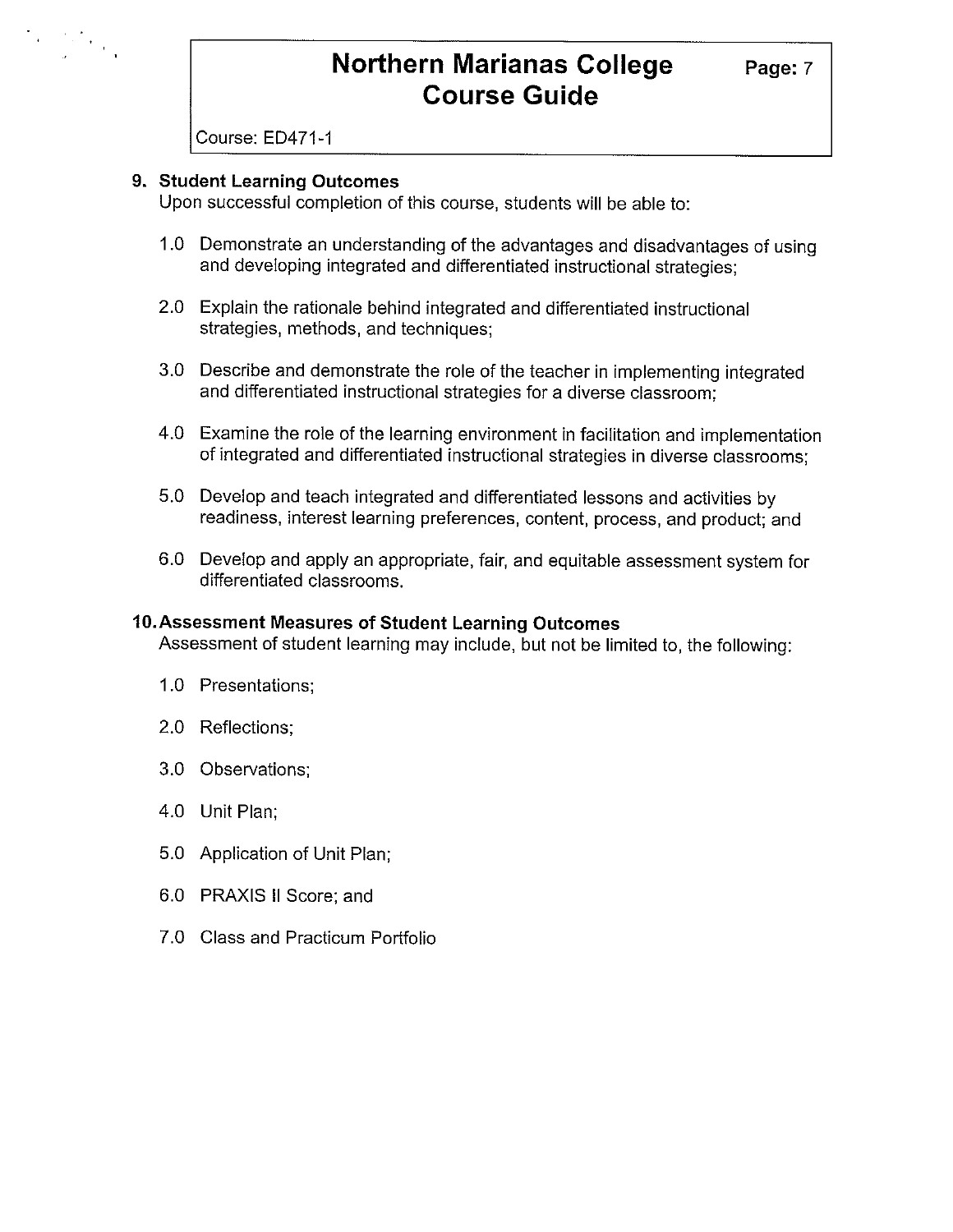## 9. Student Learning Outcomes

Upon successful completion of this course, students will be able to:

1.0 Demonstrate an understanding of the advantages and disadvantages of using and developing integrated and differentiated instructional strategies;

2.0 Explain the rationale behind integrated and differentiated instructional strategies, methods, and techniques;

3.0 Describe and demonstrate the role of the teacher in implementing integrated and differentiated instructional strategies for a diverse classroom;

4.0 Examine the role of the learning environment in facilitation and implementation of integrated and differentiated instructional strategies in diverse classrooms;

5.0 Develop and teach integrated and differentiated lessons and activities by readiness, interest learning preferences, content, process, and product; and

6.0 Develop and apply an appropriate, fair, and equitable assessment system for differentiated classrooms.

## 10. Assessment Measures of Student Learning Outcomes

Assessment of student learning may include, but not be limited to, the following:

1.0 Presentations;

2.0 Reflections;

3.0 Observations;

4.0 Unit Plan;

5.0 Application of Unit Plan;

6.0 PRAXIS II Score; and

7.0 Class and Practicum Portfolio